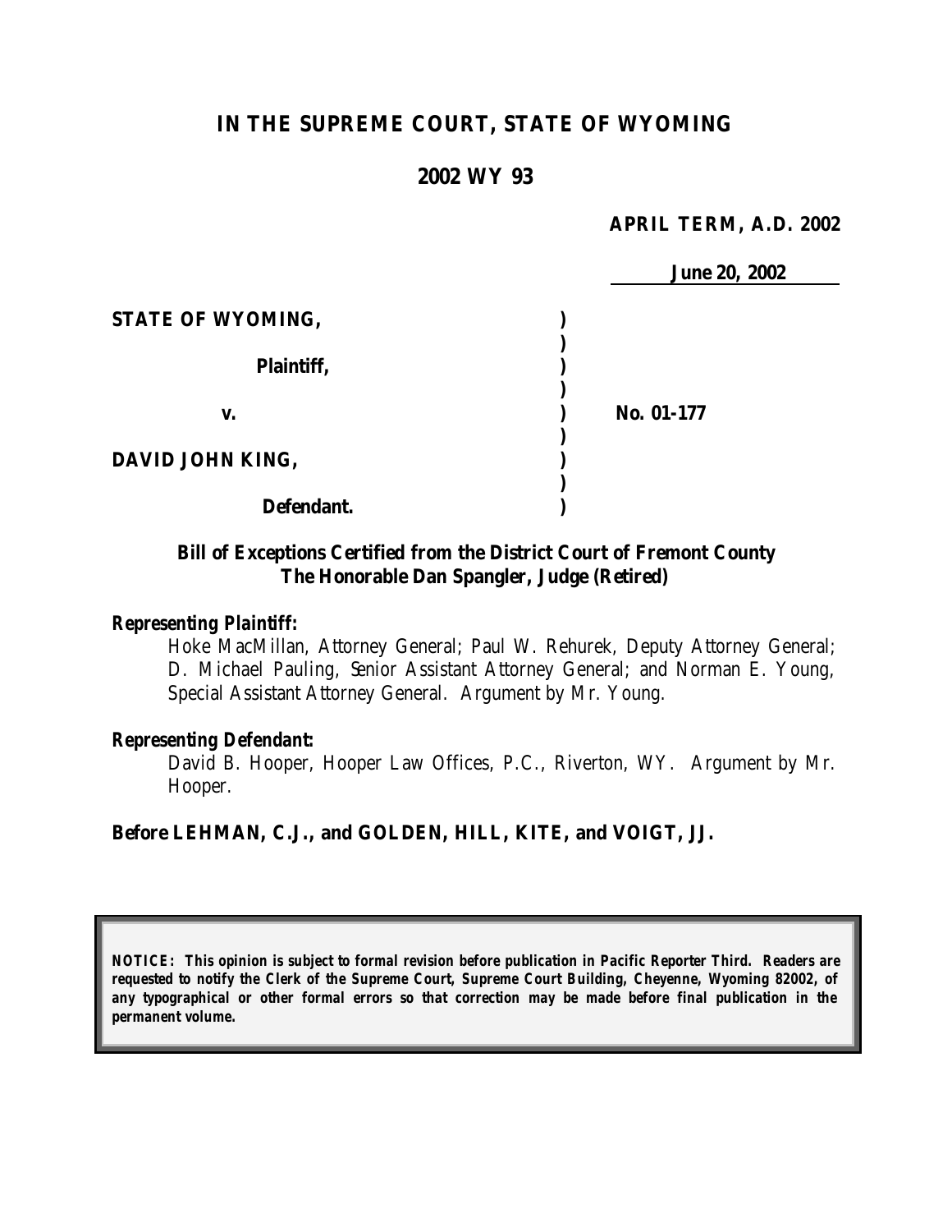# IN THE SUPREME COURT, STATE OF WYOMING

## 2002 WY 93

**APRIL TERM, A.D. 2002**

**June 20, 2002**

| | | |
|---|---|---|
| **STATE OF WYOMING,** | ) | |
| | ) | |
| **Plaintiff,** | ) | |
| | ) | |
| **v.** | ) | **No. 01-177** |
| | ) | |
| **DAVID JOHN KING,** | ) | |
| | ) | |
| **Defendant.** | ) | |

**Bill of Exceptions Certified from the District Court of Fremont County**
**The Honorable Dan Spangler, Judge (Retired)**

***Representing Plaintiff:***

Hoke MacMillan, Attorney General; Paul W. Rehurek, Deputy Attorney General; D. Michael Pauling, Senior Assistant Attorney General; and Norman E. Young, Special Assistant Attorney General. Argument by Mr. Young.

***Representing Defendant:***

David B. Hooper, Hooper Law Offices, P.C., Riverton, WY. Argument by Mr. Hooper.

**Before LEHMAN, C.J., and GOLDEN, HILL, KITE, and VOIGT, JJ.**

***NOTICE: This opinion is subject to formal revision before publication in Pacific Reporter Third. Readers are requested to notify the Clerk of the Supreme Court, Supreme Court Building, Cheyenne, Wyoming 82002, of any typographical or other formal errors so that correction may be made before final publication in the permanent volume.***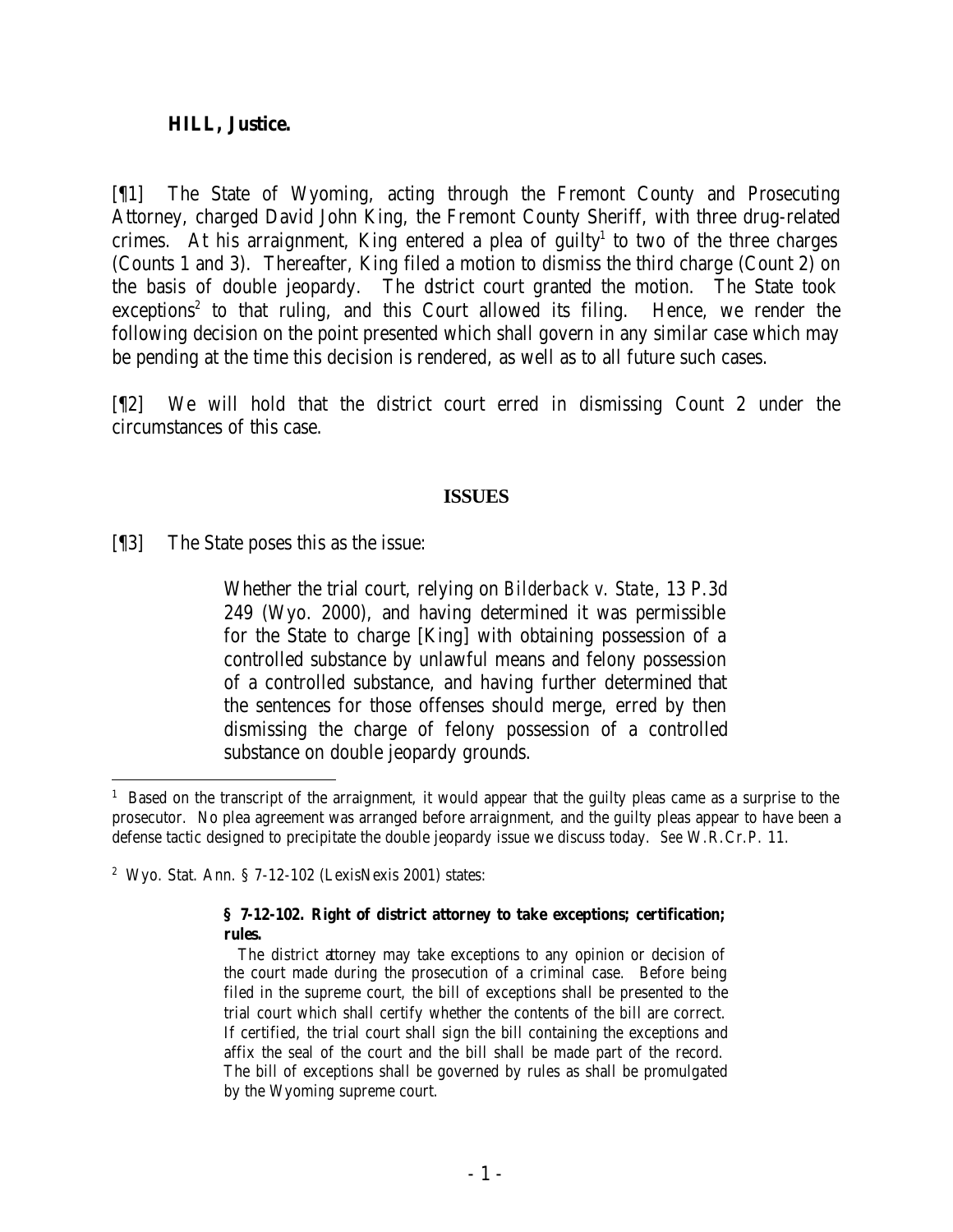**HILL, Justice.**

[¶1] The State of Wyoming, acting through the Fremont County and Prosecuting Attorney, charged David John King, the Fremont County Sheriff, with three drug-related crimes. At his arraignment, King entered a plea of guilty[1] to two of the three charges (Counts 1 and 3). Thereafter, King filed a motion to dismiss the third charge (Count 2) on the basis of double jeopardy. The district court granted the motion. The State took exceptions[2] to that ruling, and this Court allowed its filing. Hence, we render the following decision on the point presented which shall govern in any similar case which may be pending at the time this decision is rendered, as well as to all future such cases.

[¶2] We will hold that the district court erred in dismissing Count 2 under the circumstances of this case.

## ISSUES

[¶3] The State poses this as the issue:

> Whether the trial court, relying on *Bilderback v. State*, 13 P.3d 249 (Wyo. 2000), and having determined it was permissible for the State to charge [King] with obtaining possession of a controlled substance by unlawful means and felony possession of a controlled substance, and having further determined that the sentences for those offenses should merge, erred by then dismissing the charge of felony possession of a controlled substance on double jeopardy grounds.

---

[1] Based on the transcript of the arraignment, it would appear that the guilty pleas came as a surprise to the prosecutor. No plea agreement was arranged before arraignment, and the guilty pleas appear to have been a defense tactic designed to precipitate the double jeopardy issue we discuss today. *See* W.R.Cr.P. 11.

[2] Wyo. Stat. Ann. § 7-12-102 (LexisNexis 2001) states:

> **§ 7-12-102. Right of district attorney to take exceptions; certification; rules.**
>
> The district attorney may take exceptions to any opinion or decision of the court made during the prosecution of a criminal case. Before being filed in the supreme court, the bill of exceptions shall be presented to the trial court which shall certify whether the contents of the bill are correct. If certified, the trial court shall sign the bill containing the exceptions and affix the seal of the court and the bill shall be made part of the record. The bill of exceptions shall be governed by rules as shall be promulgated by the Wyoming supreme court.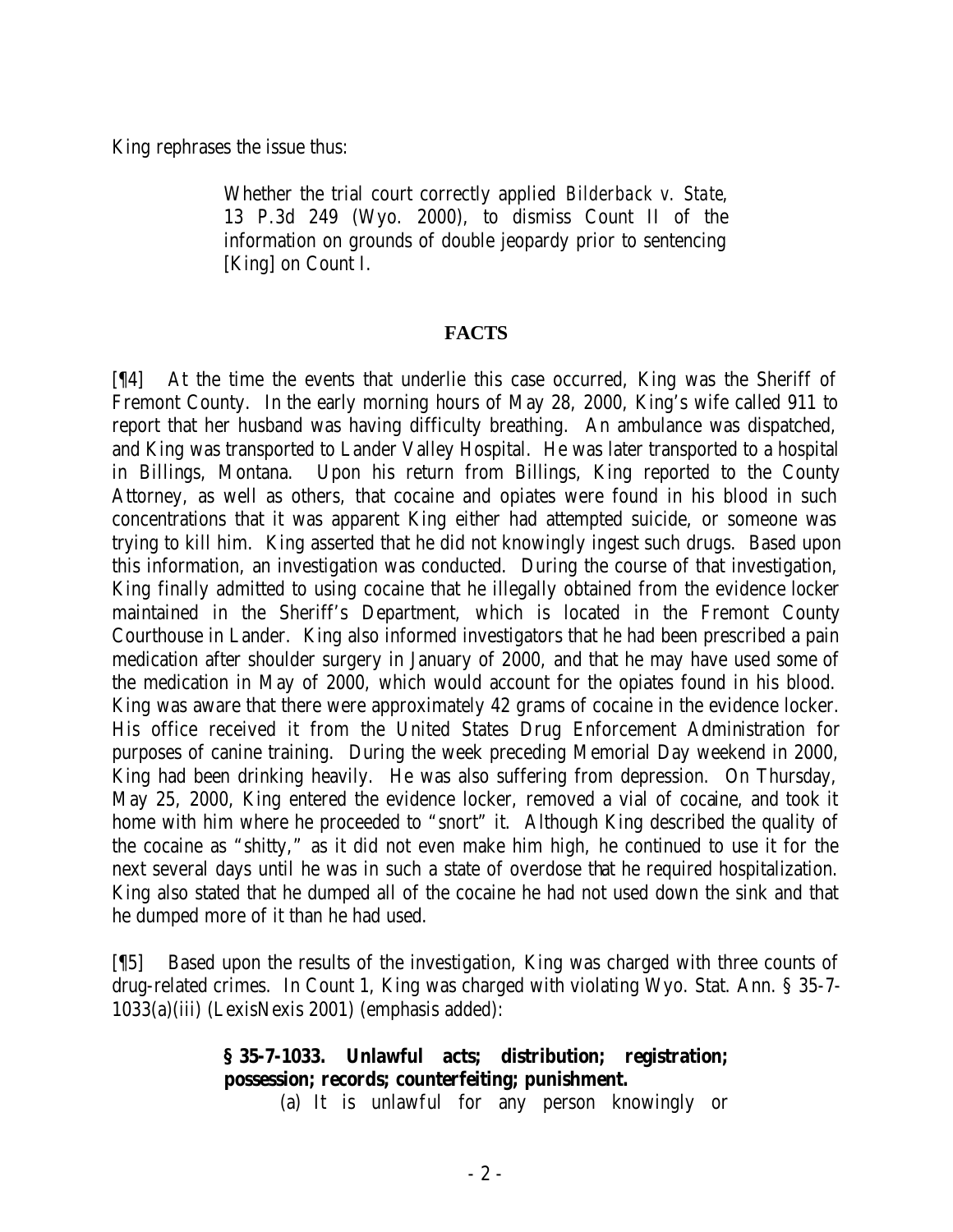King rephrases the issue thus:

> Whether the trial court correctly applied *Bilderback v. State*, 13 P.3d 249 (Wyo. 2000), to dismiss Count II of the information on grounds of double jeopardy prior to sentencing [King] on Count I.

## FACTS

[¶4] At the time the events that underlie this case occurred, King was the Sheriff of Fremont County. In the early morning hours of May 28, 2000, King's wife called 911 to report that her husband was having difficulty breathing. An ambulance was dispatched, and King was transported to Lander Valley Hospital. He was later transported to a hospital in Billings, Montana. Upon his return from Billings, King reported to the County Attorney, as well as others, that cocaine and opiates were found in his blood in such concentrations that it was apparent King either had attempted suicide, or someone was trying to kill him. King asserted that he did not knowingly ingest such drugs. Based upon this information, an investigation was conducted. During the course of that investigation, King finally admitted to using cocaine that he illegally obtained from the evidence locker maintained in the Sheriff's Department, which is located in the Fremont County Courthouse in Lander. King also informed investigators that he had been prescribed a pain medication after shoulder surgery in January of 2000, and that he may have used some of the medication in May of 2000, which would account for the opiates found in his blood. King was aware that there were approximately 42 grams of cocaine in the evidence locker. His office received it from the United States Drug Enforcement Administration for purposes of canine training. During the week preceding Memorial Day weekend in 2000, King had been drinking heavily. He was also suffering from depression. On Thursday, May 25, 2000, King entered the evidence locker, removed a vial of cocaine, and took it home with him where he proceeded to "snort" it. Although King described the quality of the cocaine as "shitty," as it did not even make him high, he continued to use it for the next several days until he was in such a state of overdose that he required hospitalization. King also stated that he dumped all of the cocaine he had not used down the sink and that he dumped more of it than he had used.

[¶5] Based upon the results of the investigation, King was charged with three counts of drug-related crimes. In Count 1, King was charged with violating Wyo. Stat. Ann. § 35-7-1033(a)(iii) (LexisNexis 2001) (emphasis added):

> **§ 35-7-1033. Unlawful acts; distribution; registration; possession; records; counterfeiting; punishment.**
>
> (a) It is unlawful for any person knowingly or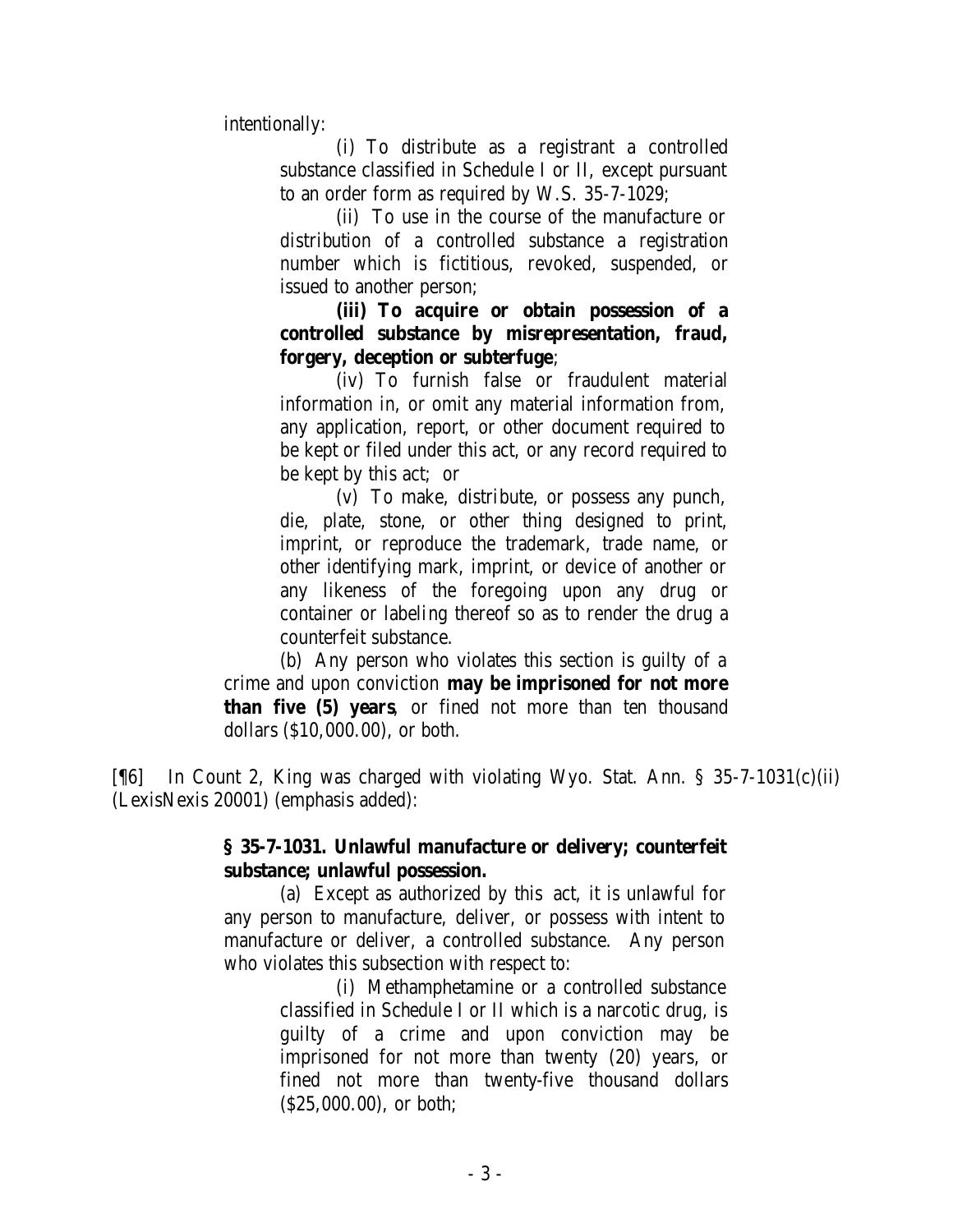intentionally:

> (i) To distribute as a registrant a controlled substance classified in Schedule I or II, except pursuant to an order form as required by W.S. 35-7-1029;
>
> (ii) To use in the course of the manufacture or distribution of a controlled substance a registration number which is fictitious, revoked, suspended, or issued to another person;
>
> **(iii) To acquire or obtain possession of a controlled substance by misrepresentation, fraud, forgery, deception or subterfuge**;
>
> (iv) To furnish false or fraudulent material information in, or omit any material information from, any application, report, or other document required to be kept or filed under this act, or any record required to be kept by this act; or
>
> (v) To make, distribute, or possess any punch, die, plate, stone, or other thing designed to print, imprint, or reproduce the trademark, trade name, or other identifying mark, imprint, or device of another or any likeness of the foregoing upon any drug or container or labeling thereof so as to render the drug a counterfeit substance.
>
> (b) Any person who violates this section is guilty of a crime and upon conviction **may be imprisoned for not more than five (5) years**, or fined not more than ten thousand dollars ($10,000.00), or both.

[¶6] In Count 2, King was charged with violating Wyo. Stat. Ann. § 35-7-1031(c)(ii) (LexisNexis 20001) (emphasis added):

> **§ 35-7-1031. Unlawful manufacture or delivery; counterfeit substance; unlawful possession.**
>
> (a) Except as authorized by this act, it is unlawful for any person to manufacture, deliver, or possess with intent to manufacture or deliver, a controlled substance. Any person who violates this subsection with respect to:
>
> (i) Methamphetamine or a controlled substance classified in Schedule I or II which is a narcotic drug, is guilty of a crime and upon conviction may be imprisoned for not more than twenty (20) years, or fined not more than twenty-five thousand dollars ($25,000.00), or both;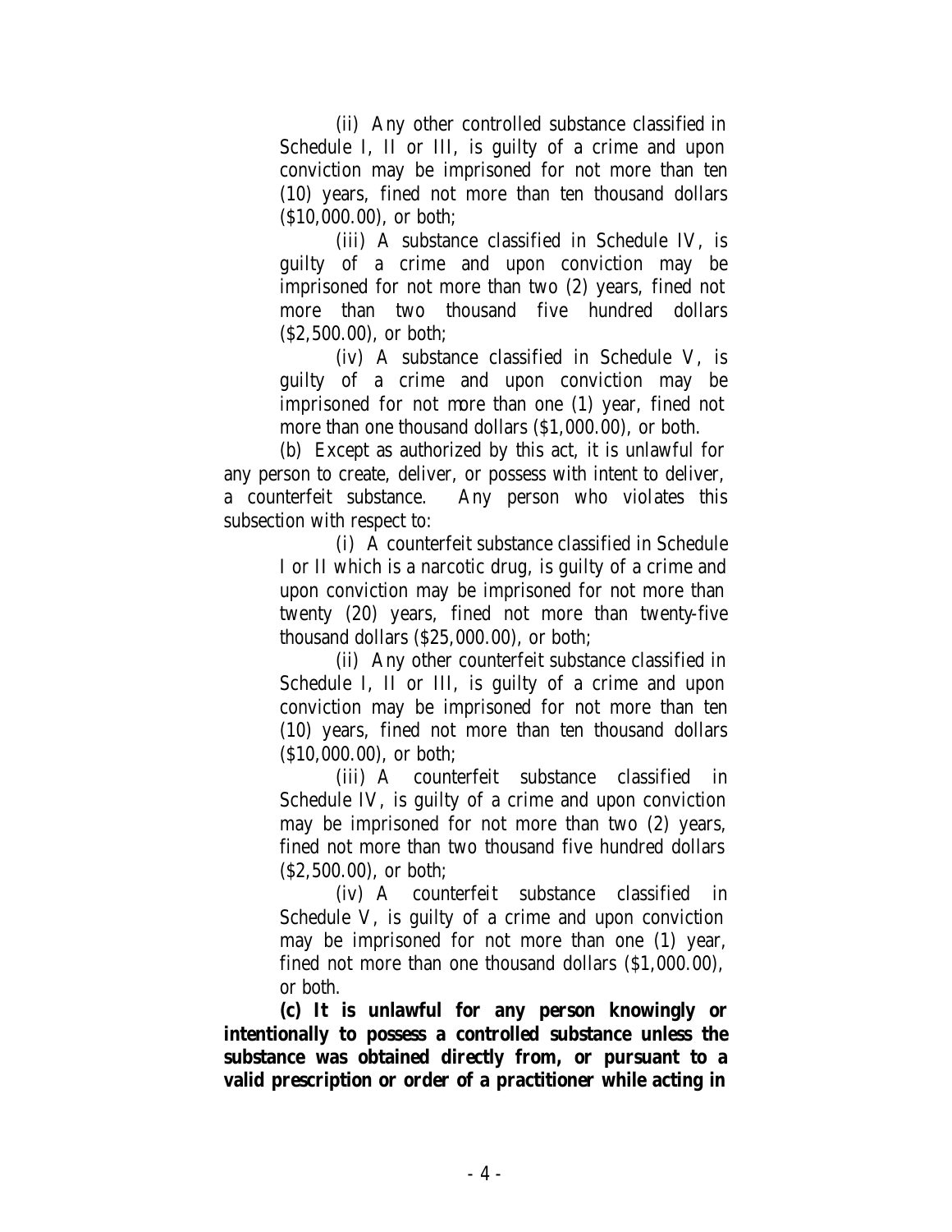(ii) Any other controlled substance classified in Schedule I, II or III, is guilty of a crime and upon conviction may be imprisoned for not more than ten (10) years, fined not more than ten thousand dollars ($10,000.00), or both;

(iii) A substance classified in Schedule IV, is guilty of a crime and upon conviction may be imprisoned for not more than two (2) years, fined not more than two thousand five hundred dollars ($2,500.00), or both;

(iv) A substance classified in Schedule V, is guilty of a crime and upon conviction may be imprisoned for not more than one (1) year, fined not more than one thousand dollars ($1,000.00), or both.

(b) Except as authorized by this act, it is unlawful for any person to create, deliver, or possess with intent to deliver, a counterfeit substance. Any person who violates this subsection with respect to:

(i) A counterfeit substance classified in Schedule I or II which is a narcotic drug, is guilty of a crime and upon conviction may be imprisoned for not more than twenty (20) years, fined not more than twenty-five thousand dollars ($25,000.00), or both;

(ii) Any other counterfeit substance classified in Schedule I, II or III, is guilty of a crime and upon conviction may be imprisoned for not more than ten (10) years, fined not more than ten thousand dollars ($10,000.00), or both;

(iii) A counterfeit substance classified in Schedule IV, is guilty of a crime and upon conviction may be imprisoned for not more than two (2) years, fined not more than two thousand five hundred dollars ($2,500.00), or both;

(iv) A counterfeit substance classified in Schedule V, is guilty of a crime and upon conviction may be imprisoned for not more than one (1) year, fined not more than one thousand dollars ($1,000.00), or both.

**(c) It is unlawful for any person knowingly or intentionally to possess a controlled substance unless the substance was obtained directly from, or pursuant to a valid prescription or order of a practitioner while acting in**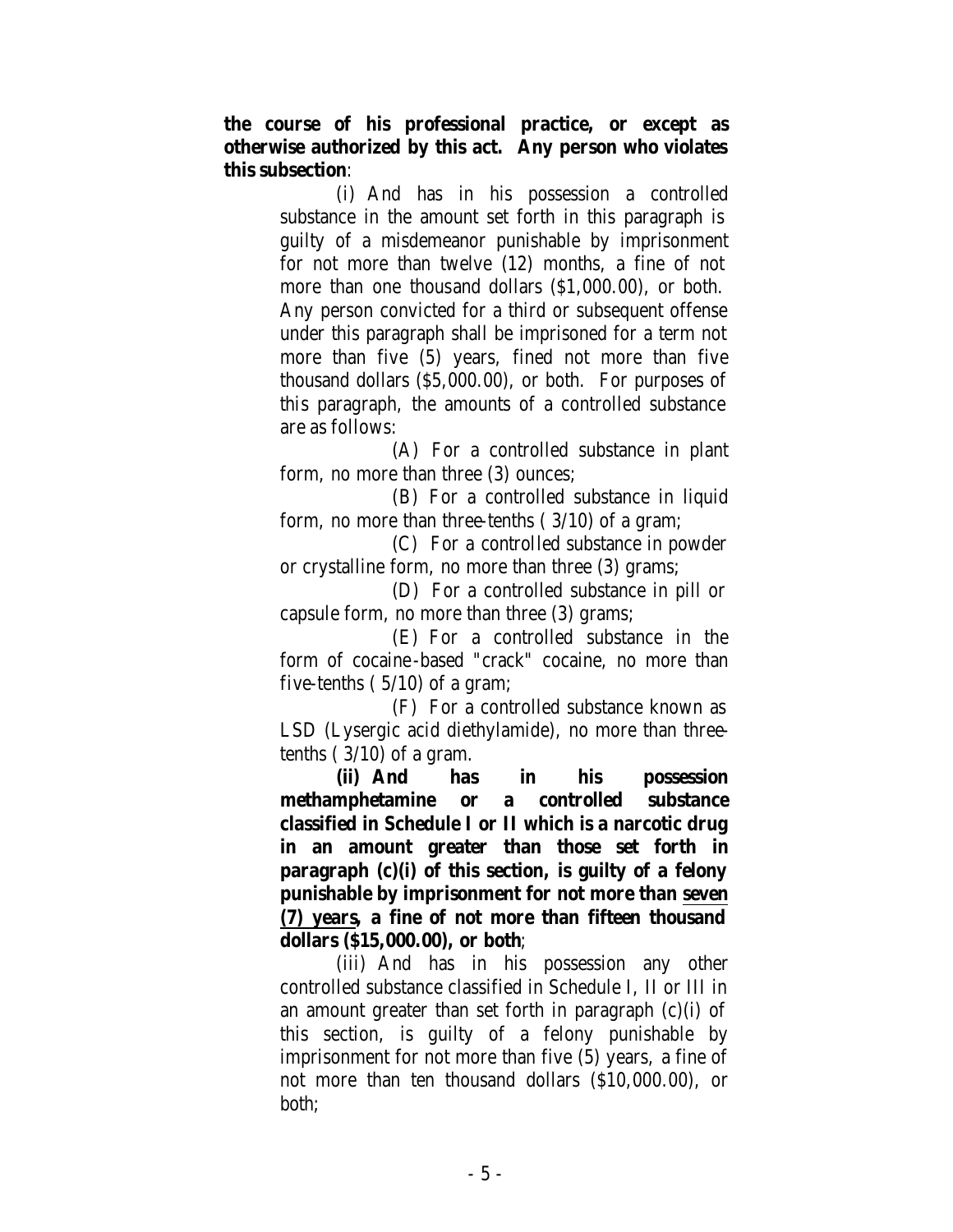**the course of his professional practice, or except as otherwise authorized by this act. Any person who violates this subsection**:

(i) And has in his possession a controlled substance in the amount set forth in this paragraph is guilty of a misdemeanor punishable by imprisonment for not more than twelve (12) months, a fine of not more than one thousand dollars ($1,000.00), or both. Any person convicted for a third or subsequent offense under this paragraph shall be imprisoned for a term not more than five (5) years, fined not more than five thousand dollars ($5,000.00), or both. For purposes of this paragraph, the amounts of a controlled substance are as follows:

(A) For a controlled substance in plant form, no more than three (3) ounces;

(B) For a controlled substance in liquid form, no more than three-tenths ( 3/10) of a gram;

(C) For a controlled substance in powder or crystalline form, no more than three (3) grams;

(D) For a controlled substance in pill or capsule form, no more than three (3) grams;

(E) For a controlled substance in the form of cocaine-based "crack" cocaine, no more than five-tenths ( 5/10) of a gram;

(F) For a controlled substance known as LSD (Lysergic acid diethylamide), no more than three-tenths ( 3/10) of a gram.

**(ii) And has in his possession methamphetamine or a controlled substance classified in Schedule I or II which is a narcotic drug in an amount greater than those set forth in paragraph (c)(i) of this section, is guilty of a felony punishable by imprisonment for not more than <u>seven (7) years</u>, a fine of not more than fifteen thousand dollars ($15,000.00), or both**;

(iii) And has in his possession any other controlled substance classified in Schedule I, II or III in an amount greater than set forth in paragraph (c)(i) of this section, is guilty of a felony punishable by imprisonment for not more than five (5) years, a fine of not more than ten thousand dollars ($10,000.00), or both;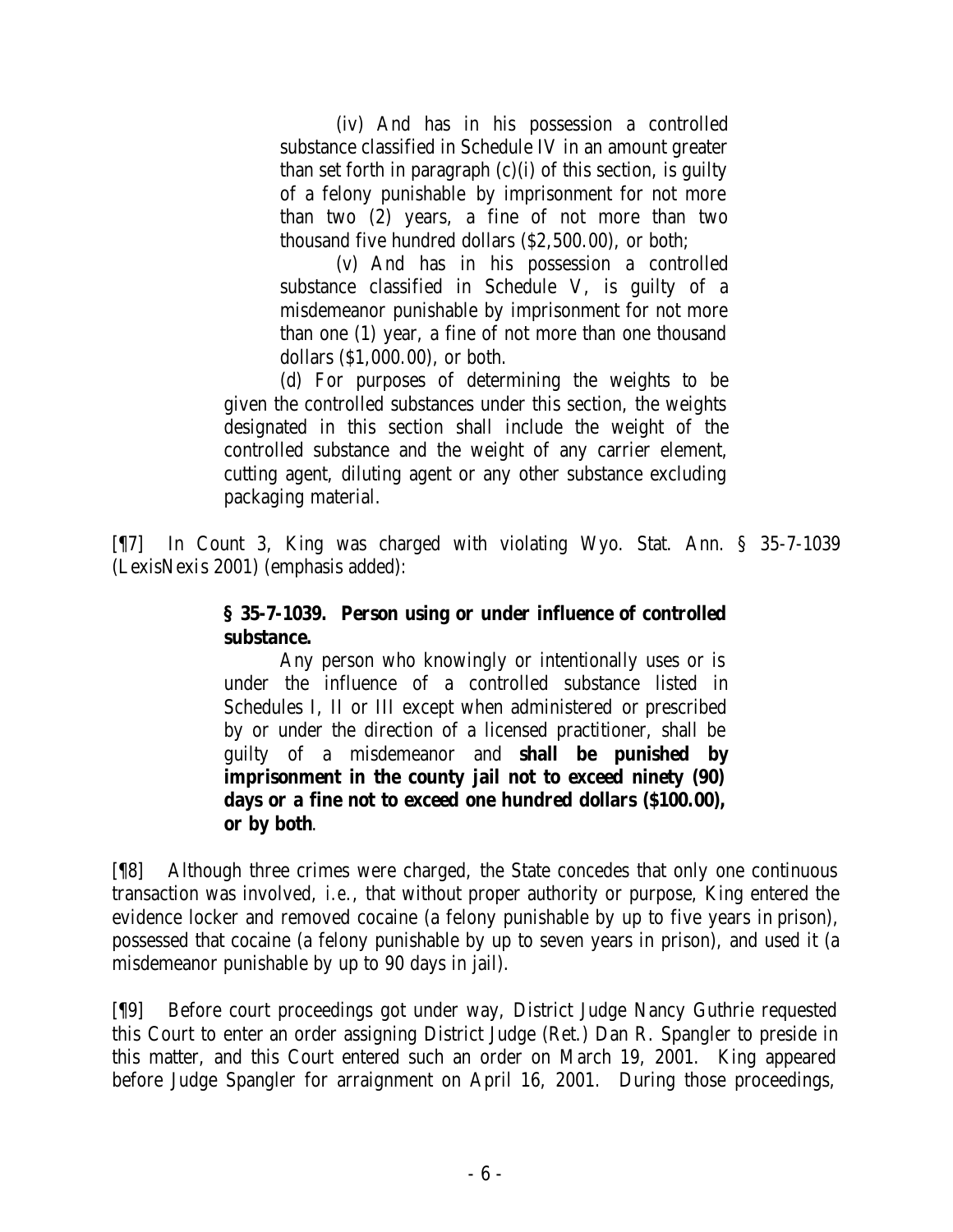(iv) And has in his possession a controlled substance classified in Schedule IV in an amount greater than set forth in paragraph (c)(i) of this section, is guilty of a felony punishable by imprisonment for not more than two (2) years, a fine of not more than two thousand five hundred dollars ($2,500.00), or both;

(v) And has in his possession a controlled substance classified in Schedule V, is guilty of a misdemeanor punishable by imprisonment for not more than one (1) year, a fine of not more than one thousand dollars ($1,000.00), or both.

(d) For purposes of determining the weights to be given the controlled substances under this section, the weights designated in this section shall include the weight of the controlled substance and the weight of any carrier element, cutting agent, diluting agent or any other substance excluding packaging material.

[¶7] In Count 3, King was charged with violating Wyo. Stat. Ann. § 35-7-1039 (LexisNexis 2001) (emphasis added):

> **§ 35-7-1039. Person using or under influence of controlled substance.**
>
> Any person who knowingly or intentionally uses or is under the influence of a controlled substance listed in Schedules I, II or III except when administered or prescribed by or under the direction of a licensed practitioner, shall be guilty of a misdemeanor and **shall be punished by imprisonment in the county jail not to exceed ninety (90) days or a fine not to exceed one hundred dollars ($100.00), or by both**.

[¶8] Although three crimes were charged, the State concedes that only one continuous transaction was involved, *i.e.*, that without proper authority or purpose, King entered the evidence locker and removed cocaine (a felony punishable by up to five years in prison), possessed that cocaine (a felony punishable by up to seven years in prison), and used it (a misdemeanor punishable by up to 90 days in jail).

[¶9] Before court proceedings got under way, District Judge Nancy Guthrie requested this Court to enter an order assigning District Judge (Ret.) Dan R. Spangler to preside in this matter, and this Court entered such an order on March 19, 2001. King appeared before Judge Spangler for arraignment on April 16, 2001. During those proceedings,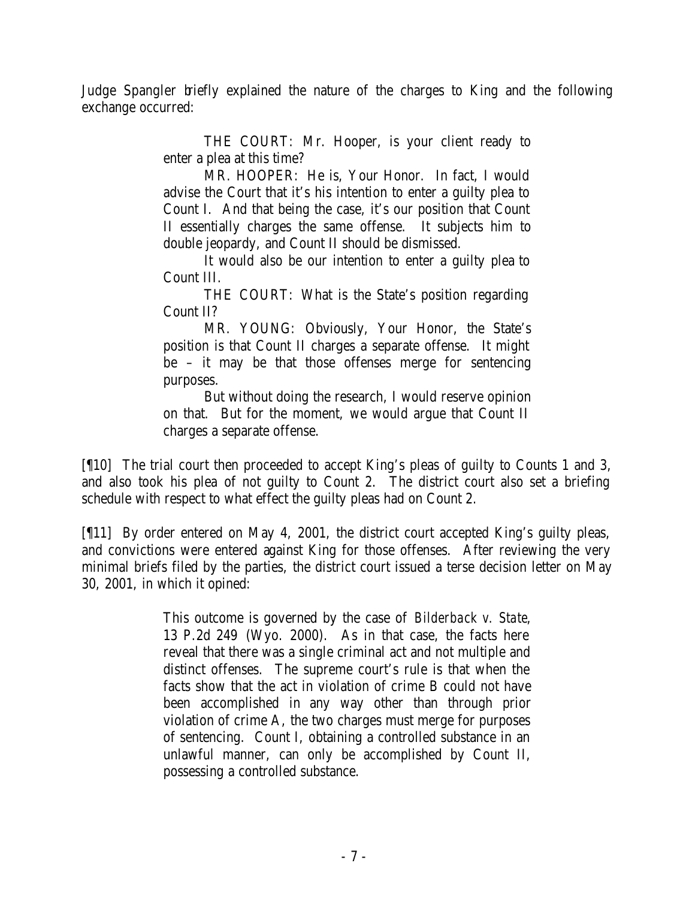Judge Spangler briefly explained the nature of the charges to King and the following exchange occurred:

> THE COURT: Mr. Hooper, is your client ready to enter a plea at this time?
>
> MR. HOOPER: He is, Your Honor. In fact, I would advise the Court that it's his intention to enter a guilty plea to Count I. And that being the case, it's our position that Count II essentially charges the same offense. It subjects him to double jeopardy, and Count II should be dismissed.
>
> It would also be our intention to enter a guilty plea to Count III.
>
> THE COURT: What is the State's position regarding Count II?
>
> MR. YOUNG: Obviously, Your Honor, the State's position is that Count II charges a separate offense. It might be – it may be that those offenses merge for sentencing purposes.
>
> But without doing the research, I would reserve opinion on that. But for the moment, we would argue that Count II charges a separate offense.

[¶10] The trial court then proceeded to accept King's pleas of guilty to Counts 1 and 3, and also took his plea of not guilty to Count 2. The district court also set a briefing schedule with respect to what effect the guilty pleas had on Count 2.

[¶11] By order entered on May 4, 2001, the district court accepted King's guilty pleas, and convictions were entered against King for those offenses. After reviewing the very minimal briefs filed by the parties, the district court issued a terse decision letter on May 30, 2001, in which it opined:

> This outcome is governed by the case of *Bilderback v. State*, 13 P.2d 249 (Wyo. 2000). As in that case, the facts here reveal that there was a single criminal act and not multiple and distinct offenses. The supreme court's rule is that when the facts show that the act in violation of crime B could not have been accomplished in any way other than through prior violation of crime A, the two charges must merge for purposes of sentencing. Count I, obtaining a controlled substance in an unlawful manner, can only be accomplished by Count II, possessing a controlled substance.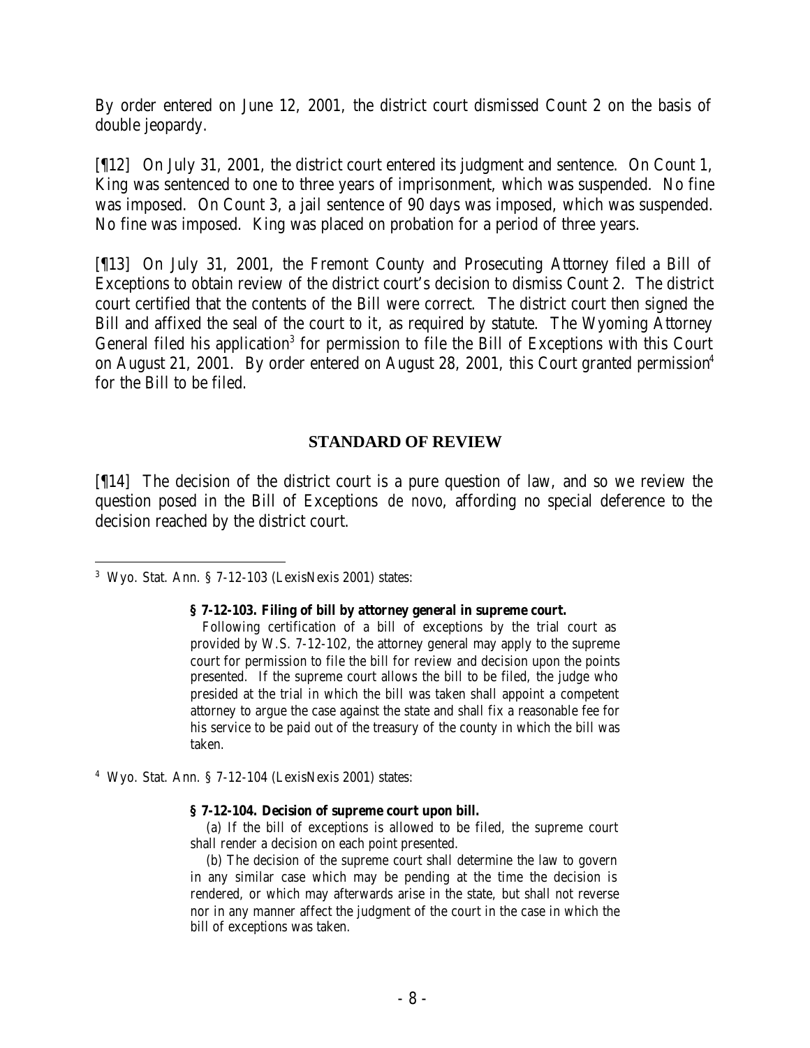By order entered on June 12, 2001, the district court dismissed Count 2 on the basis of double jeopardy.

[¶12] On July 31, 2001, the district court entered its judgment and sentence. On Count 1, King was sentenced to one to three years of imprisonment, which was suspended. No fine was imposed. On Count 3, a jail sentence of 90 days was imposed, which was suspended. No fine was imposed. King was placed on probation for a period of three years.

[¶13] On July 31, 2001, the Fremont County and Prosecuting Attorney filed a Bill of Exceptions to obtain review of the district court's decision to dismiss Count 2. The district court certified that the contents of the Bill were correct. The district court then signed the Bill and affixed the seal of the court to it, as required by statute. The Wyoming Attorney General filed his application[3] for permission to file the Bill of Exceptions with this Court on August 21, 2001. By order entered on August 28, 2001, this Court granted permission[4] for the Bill to be filed.

## STANDARD OF REVIEW

[¶14] The decision of the district court is a pure question of law, and so we review the question posed in the Bill of Exceptions *de novo*, affording no special deference to the decision reached by the district court.

---

[3] Wyo. Stat. Ann. § 7-12-103 (LexisNexis 2001) states:

> **§ 7-12-103. Filing of bill by attorney general in supreme court.**
>
> Following certification of a bill of exceptions by the trial court as provided by W.S. 7-12-102, the attorney general may apply to the supreme court for permission to file the bill for review and decision upon the points presented. If the supreme court allows the bill to be filed, the judge who presided at the trial in which the bill was taken shall appoint a competent attorney to argue the case against the state and shall fix a reasonable fee for his service to be paid out of the treasury of the county in which the bill was taken.

[4] Wyo. Stat. Ann. § 7-12-104 (LexisNexis 2001) states:

> **§ 7-12-104. Decision of supreme court upon bill.**
>
> (a) If the bill of exceptions is allowed to be filed, the supreme court shall render a decision on each point presented.
>
> (b) The decision of the supreme court shall determine the law to govern in any similar case which may be pending at the time the decision is rendered, or which may afterwards arise in the state, but shall not reverse nor in any manner affect the judgment of the court in the case in which the bill of exceptions was taken.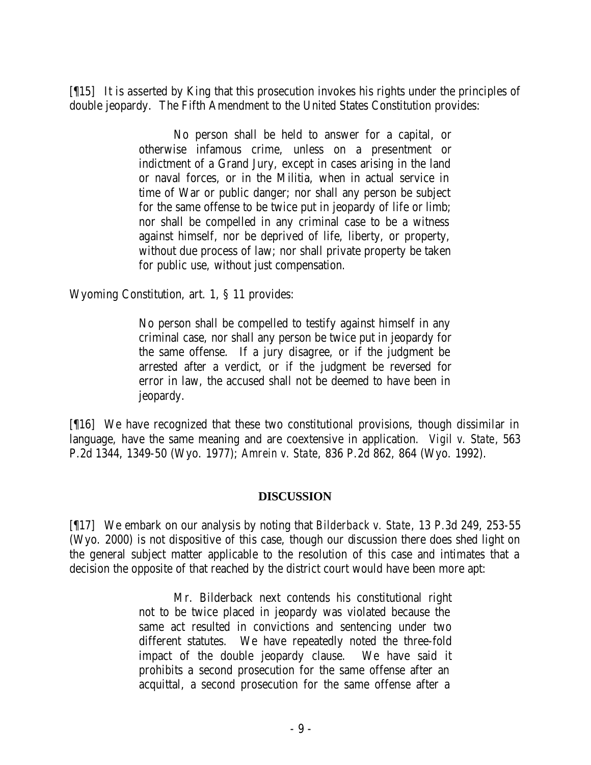[¶15] It is asserted by King that this prosecution invokes his rights under the principles of double jeopardy. The Fifth Amendment to the United States Constitution provides:

> No person shall be held to answer for a capital, or otherwise infamous crime, unless on a presentment or indictment of a Grand Jury, except in cases arising in the land or naval forces, or in the Militia, when in actual service in time of War or public danger; nor shall any person be subject for the same offense to be twice put in jeopardy of life or limb; nor shall be compelled in any criminal case to be a witness against himself, nor be deprived of life, liberty, or property, without due process of law; nor shall private property be taken for public use, without just compensation.

Wyoming Constitution, art. 1, § 11 provides:

> No person shall be compelled to testify against himself in any criminal case, nor shall any person be twice put in jeopardy for the same offense. If a jury disagree, or if the judgment be arrested after a verdict, or if the judgment be reversed for error in law, the accused shall not be deemed to have been in jeopardy.

[¶16] We have recognized that these two constitutional provisions, though dissimilar in language, have the same meaning and are coextensive in application. *Vigil v. State*, 563 P.2d 1344, 1349-50 (Wyo. 1977); *Amrein v. State*, 836 P.2d 862, 864 (Wyo. 1992).

## DISCUSSION

[¶17] We embark on our analysis by noting that *Bilderback v. State*, 13 P.3d 249, 253-55 (Wyo. 2000) is not dispositive of this case, though our discussion there does shed light on the general subject matter applicable to the resolution of this case and intimates that a decision the opposite of that reached by the district court would have been more apt:

> Mr. Bilderback next contends his constitutional right not to be twice placed in jeopardy was violated because the same act resulted in convictions and sentencing under two different statutes. We have repeatedly noted the three-fold impact of the double jeopardy clause. We have said it prohibits a second prosecution for the same offense after an acquittal, a second prosecution for the same offense after a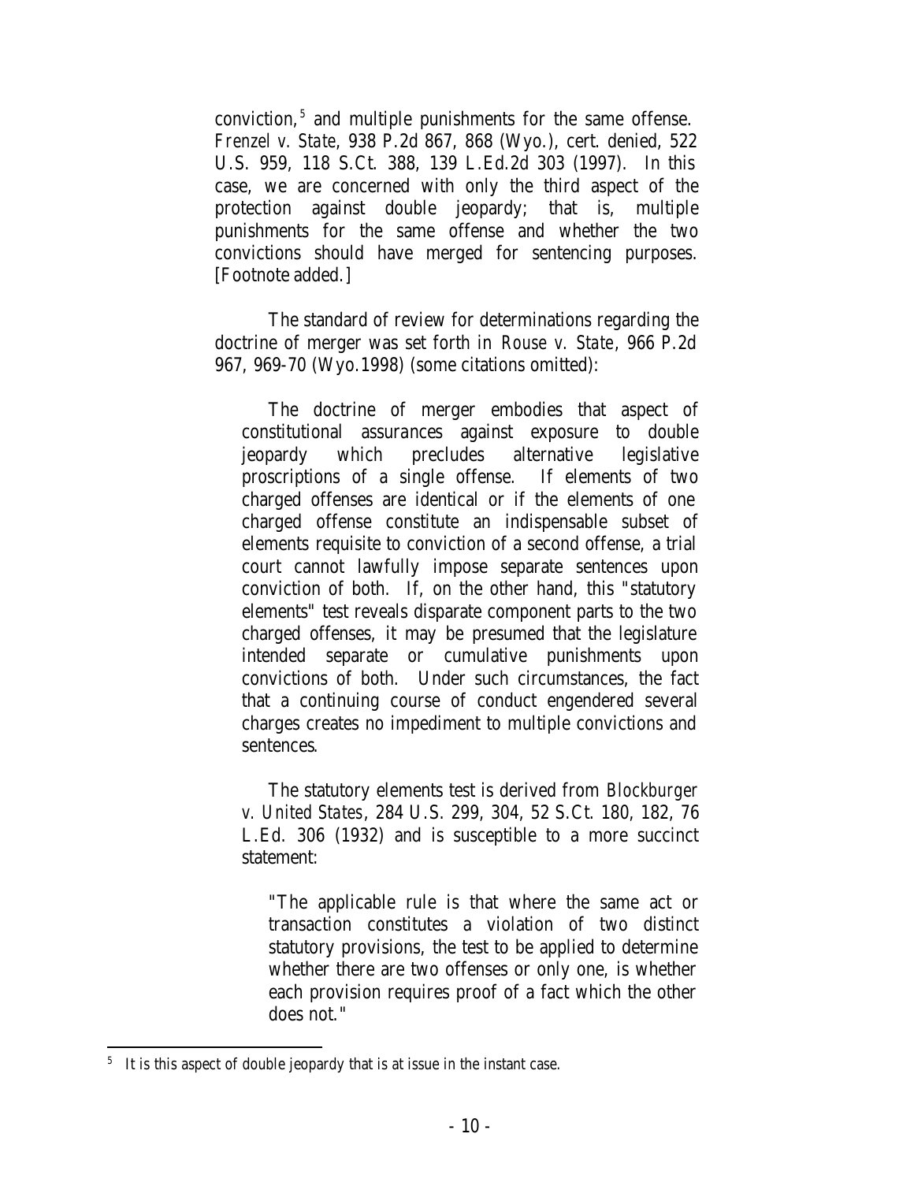conviction,[5] and multiple punishments for the same offense. *Frenzel v. State*, 938 P.2d 867, 868 (Wyo.), cert. denied, 522 U.S. 959, 118 S.Ct. 388, 139 L.Ed.2d 303 (1997). In this case, we are concerned with only the third aspect of the protection against double jeopardy; that is, multiple punishments for the same offense and whether the two convictions should have merged for sentencing purposes. [Footnote added.]

The standard of review for determinations regarding the doctrine of merger was set forth in *Rouse v. State*, 966 P.2d 967, 969-70 (Wyo.1998) (some citations omitted):

> The doctrine of merger embodies that aspect of constitutional assurances against exposure to double jeopardy which precludes alternative legislative proscriptions of a single offense. If elements of two charged offenses are identical or if the elements of one charged offense constitute an indispensable subset of elements requisite to conviction of a second offense, a trial court cannot lawfully impose separate sentences upon conviction of both. If, on the other hand, this "statutory elements" test reveals disparate component parts to the two charged offenses, it may be presumed that the legislature intended separate or cumulative punishments upon convictions of both. Under such circumstances, the fact that a continuing course of conduct engendered several charges creates no impediment to multiple convictions and sentences.
>
> The statutory elements test is derived from *Blockburger v. United States*, 284 U.S. 299, 304, 52 S.Ct. 180, 182, 76 L.Ed. 306 (1932) and is susceptible to a more succinct statement:
>
> > "The applicable rule is that where the same act or transaction constitutes a violation of two distinct statutory provisions, the test to be applied to determine whether there are two offenses or only one, is whether each provision requires proof of a fact which the other does not."

[5] It is this aspect of double jeopardy that is at issue in the instant case.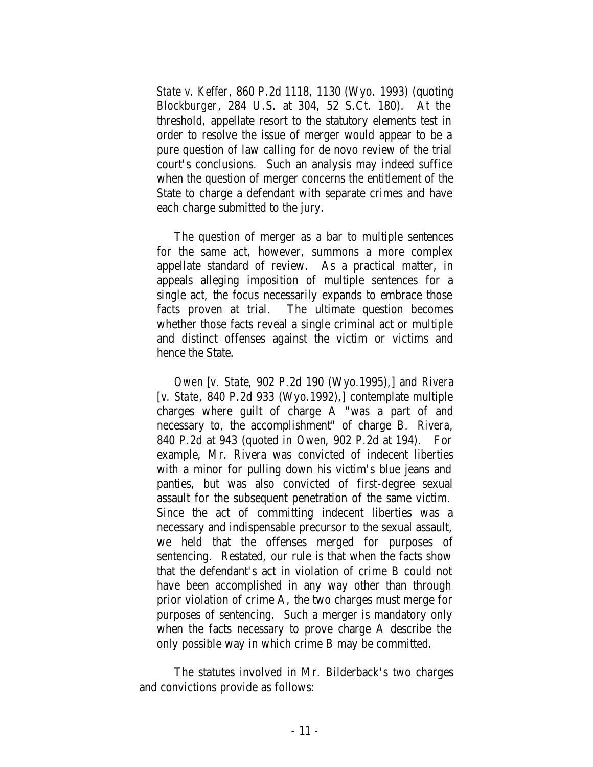*State v. Keffer*, 860 P.2d 1118, 1130 (Wyo. 1993) (quoting *Blockburger*, 284 U.S. at 304, 52 S.Ct. 180). At the threshold, appellate resort to the statutory elements test in order to resolve the issue of merger would appear to be a pure question of law calling for de novo review of the trial court's conclusions. Such an analysis may indeed suffice when the question of merger concerns the entitlement of the State to charge a defendant with separate crimes and have each charge submitted to the jury.

> The question of merger as a bar to multiple sentences for the same act, however, summons a more complex appellate standard of review. As a practical matter, in appeals alleging imposition of multiple sentences for a single act, the focus necessarily expands to embrace those facts proven at trial. The ultimate question becomes whether those facts reveal a single criminal act or multiple and distinct offenses against the victim or victims and hence the State.
>
> *Owen* [*v. State*, 902 P.2d 190 (Wyo.1995),] and *Rivera* [*v. State*, 840 P.2d 933 (Wyo.1992),] contemplate multiple charges where guilt of charge A "was a part of and necessary to, the accomplishment" of charge B. *Rivera*, 840 P.2d at 943 (quoted in *Owen*, 902 P.2d at 194). For example, Mr. Rivera was convicted of indecent liberties with a minor for pulling down his victim's blue jeans and panties, but was also convicted of first-degree sexual assault for the subsequent penetration of the same victim. Since the act of committing indecent liberties was a necessary and indispensable precursor to the sexual assault, we held that the offenses merged for purposes of sentencing. Restated, our rule is that when the facts show that the defendant's act in violation of crime B could not have been accomplished in any way other than through prior violation of crime A, the two charges must merge for purposes of sentencing. Such a merger is mandatory only when the facts necessary to prove charge A describe the only possible way in which crime B may be committed.

The statutes involved in Mr. Bilderback's two charges and convictions provide as follows: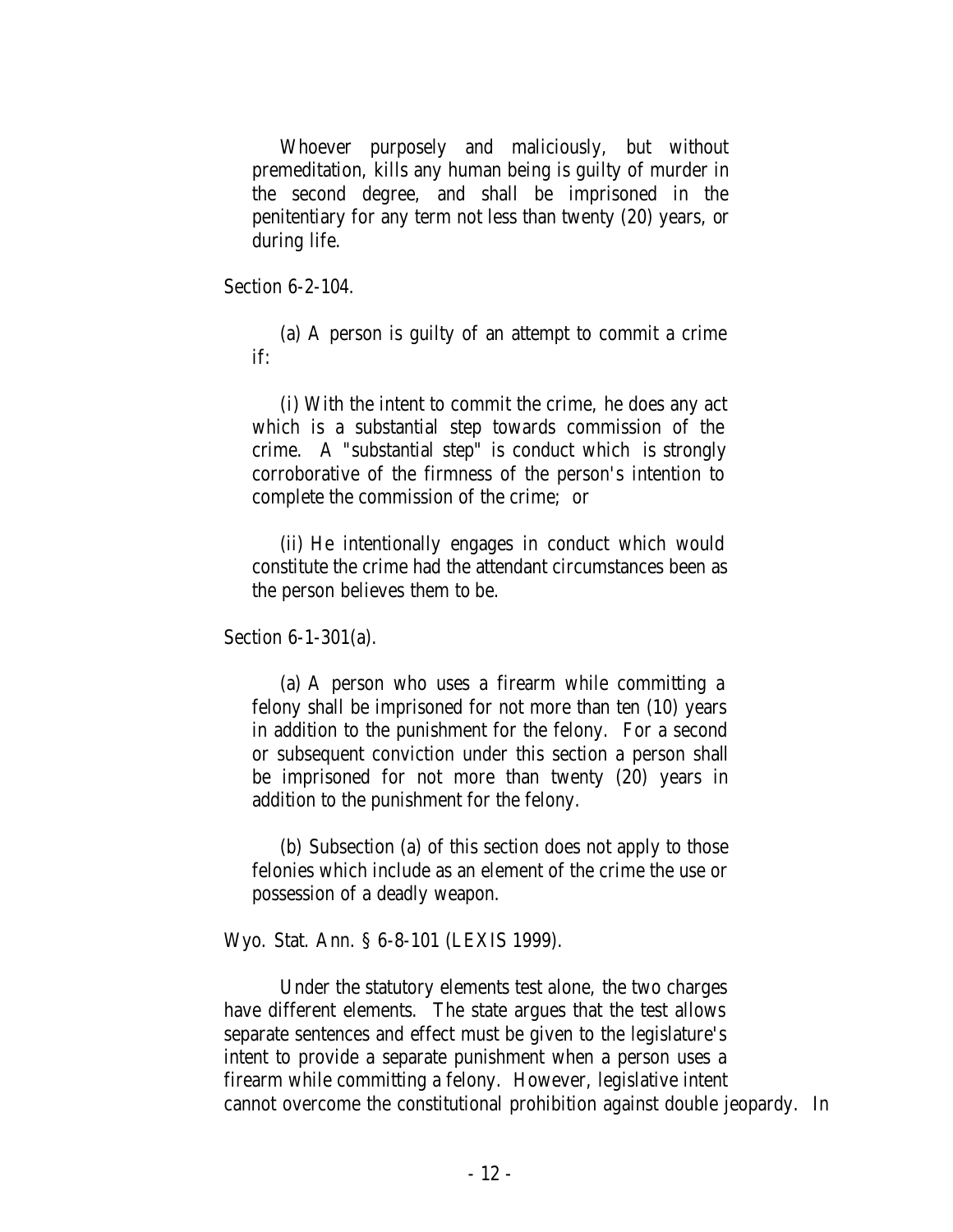> Whoever purposely and maliciously, but without premeditation, kills any human being is guilty of murder in the second degree, and shall be imprisoned in the penitentiary for any term not less than twenty (20) years, or during life.

Section 6-2-104.

> (a) A person is guilty of an attempt to commit a crime if:
>
> (i) With the intent to commit the crime, he does any act which is a substantial step towards commission of the crime. A "substantial step" is conduct which is strongly corroborative of the firmness of the person's intention to complete the commission of the crime; or
>
> (ii) He intentionally engages in conduct which would constitute the crime had the attendant circumstances been as the person believes them to be.

Section 6-1-301(a).

> (a) A person who uses a firearm while committing a felony shall be imprisoned for not more than ten (10) years in addition to the punishment for the felony. For a second or subsequent conviction under this section a person shall be imprisoned for not more than twenty (20) years in addition to the punishment for the felony.
>
> (b) Subsection (a) of this section does not apply to those felonies which include as an element of the crime the use or possession of a deadly weapon.

Wyo. Stat. Ann. § 6-8-101 (LEXIS 1999).

Under the statutory elements test alone, the two charges have different elements. The state argues that the test allows separate sentences and effect must be given to the legislature's intent to provide a separate punishment when a person uses a firearm while committing a felony. However, legislative intent cannot overcome the constitutional prohibition against double jeopardy. In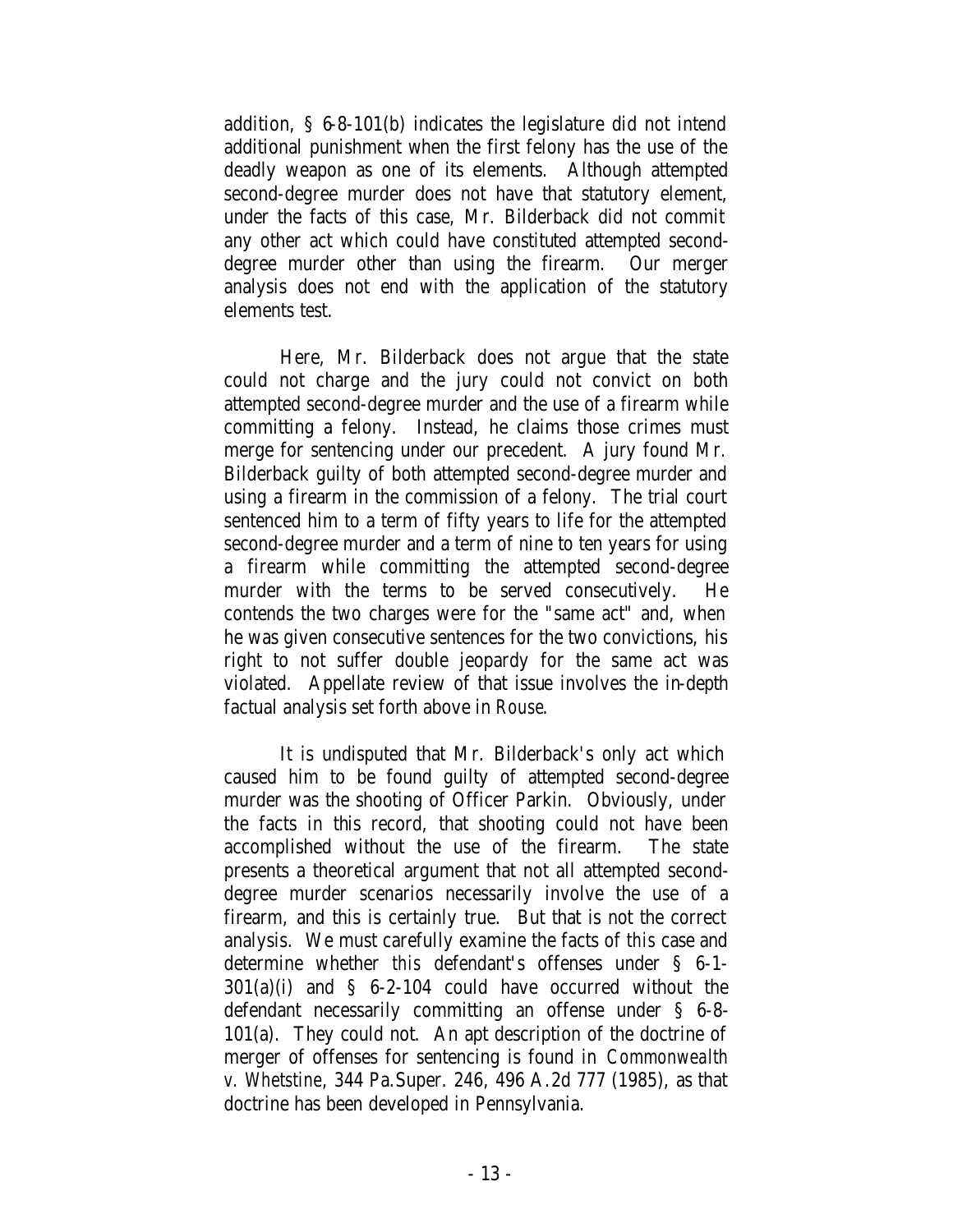addition, § 6-8-101(b) indicates the legislature did not intend additional punishment when the first felony has the use of the deadly weapon as one of its elements. Although attempted second-degree murder does not have that statutory element, under the facts of this case, Mr. Bilderback did not commit any other act which could have constituted attempted second-degree murder other than using the firearm. Our merger analysis does not end with the application of the statutory elements test.

Here, Mr. Bilderback does not argue that the state could not charge and the jury could not convict on both attempted second-degree murder and the use of a firearm while committing a felony. Instead, he claims those crimes must merge for sentencing under our precedent. A jury found Mr. Bilderback guilty of both attempted second-degree murder and using a firearm in the commission of a felony. The trial court sentenced him to a term of fifty years to life for the attempted second-degree murder and a term of nine to ten years for using a firearm while committing the attempted second-degree murder with the terms to be served consecutively. He contends the two charges were for the "same act" and, when he was given consecutive sentences for the two convictions, his right to not suffer double jeopardy for the same act was violated. Appellate review of that issue involves the in-depth factual analysis set forth above in *Rouse*.

It is undisputed that Mr. Bilderback's only act which caused him to be found guilty of attempted second-degree murder was the shooting of Officer Parkin. Obviously, under the facts in this record, that shooting could not have been accomplished without the use of the firearm. The state presents a theoretical argument that not all attempted second-degree murder scenarios necessarily involve the use of a firearm, and this is certainly true. But that is not the correct analysis. We must carefully examine the facts of *this* case and determine whether *this* defendant's offenses under § 6-1-301(a)(i) and § 6-2-104 could have occurred without the defendant necessarily committing an offense under § 6-8-101(a). They could not. An apt description of the doctrine of merger of offenses for sentencing is found in *Commonwealth v. Whetstine*, 344 Pa.Super. 246, 496 A.2d 777 (1985), as that doctrine has been developed in Pennsylvania.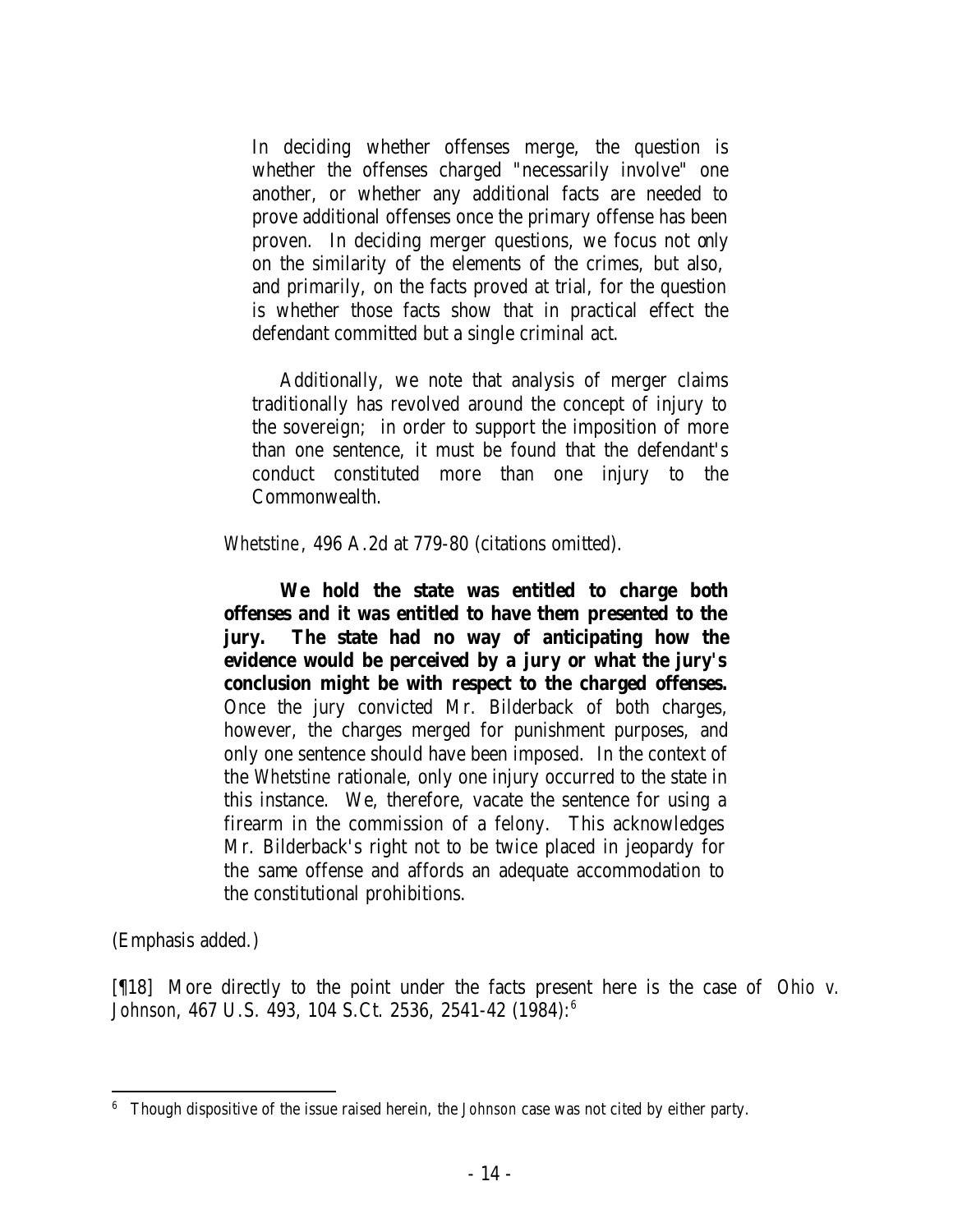> In deciding whether offenses merge, the question is whether the offenses charged "necessarily involve" one another, or whether any additional facts are needed to prove additional offenses once the primary offense has been proven. In deciding merger questions, we focus not only on the similarity of the elements of the crimes, but also, and primarily, on the facts proved at trial, for the question is whether those facts show that in practical effect the defendant committed but a single criminal act.
>
> Additionally, we note that analysis of merger claims traditionally has revolved around the concept of injury to the sovereign; in order to support the imposition of more than one sentence, it must be found that the defendant's conduct constituted more than one injury to the Commonwealth.
>
> *Whetstine*, 496 A.2d at 779-80 (citations omitted).
>
> **We hold the state was entitled to charge both offenses and it was entitled to have them presented to the jury. The state had no way of anticipating how the evidence would be perceived by a jury or what the jury's conclusion might be with respect to the charged offenses.** Once the jury convicted Mr. Bilderback of both charges, however, the charges merged for punishment purposes, and only one sentence should have been imposed. In the context of the *Whetstine* rationale, only one injury occurred to the state in this instance. We, therefore, vacate the sentence for using a firearm in the commission of a felony. This acknowledges Mr. Bilderback's right not to be twice placed in jeopardy for the same offense and affords an adequate accommodation to the constitutional prohibitions.

(Emphasis added.)

[¶18] More directly to the point under the facts present here is the case of *Ohio v. Johnson*, 467 U.S. 493, 104 S.Ct. 2536, 2541-42 (1984):[6]

---

[6] Though dispositive of the issue raised herein, the *Johnson* case was not cited by either party.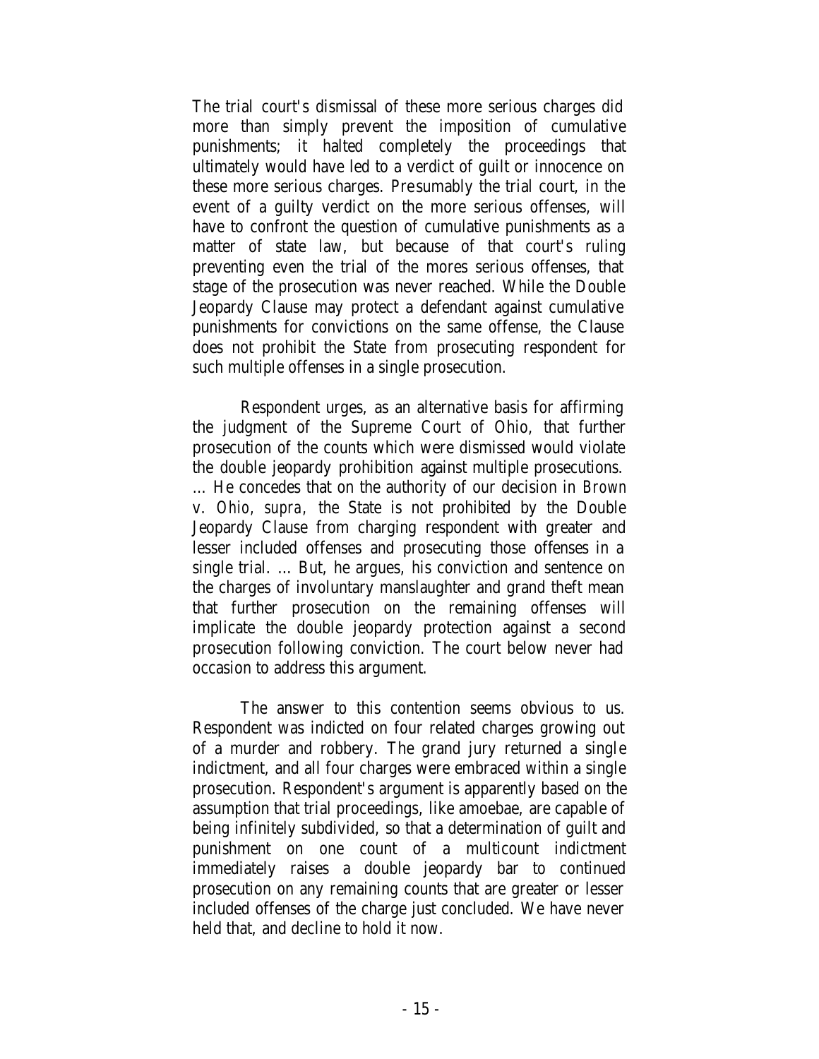The trial court's dismissal of these more serious charges did more than simply prevent the imposition of cumulative punishments; it halted completely the proceedings that ultimately would have led to a verdict of guilt or innocence on these more serious charges. Presumably the trial court, in the event of a guilty verdict on the more serious offenses, will have to confront the question of cumulative punishments as a matter of state law, but because of that court's ruling preventing even the trial of the mores serious offenses, that stage of the prosecution was never reached. While the Double Jeopardy Clause may protect a defendant against cumulative punishments for convictions on the same offense, the Clause does not prohibit the State from prosecuting respondent for such multiple offenses in a single prosecution.

Respondent urges, as an alternative basis for affirming the judgment of the Supreme Court of Ohio, that further prosecution of the counts which were dismissed would violate the double jeopardy prohibition against multiple prosecutions. ... He concedes that on the authority of our decision in *Brown v. Ohio, supra,* the State is not prohibited by the Double Jeopardy Clause from charging respondent with greater and lesser included offenses and prosecuting those offenses in a single trial. ... But, he argues, his conviction and sentence on the charges of involuntary manslaughter and grand theft mean that further prosecution on the remaining offenses will implicate the double jeopardy protection against a second prosecution following conviction. The court below never had occasion to address this argument.

The answer to this contention seems obvious to us. Respondent was indicted on four related charges growing out of a murder and robbery. The grand jury returned a single indictment, and all four charges were embraced within a single prosecution. Respondent's argument is apparently based on the assumption that trial proceedings, like amoebae, are capable of being infinitely subdivided, so that a determination of guilt and punishment on one count of a multicount indictment immediately raises a double jeopardy bar to continued prosecution on any remaining counts that are greater or lesser included offenses of the charge just concluded. We have never held that, and decline to hold it now.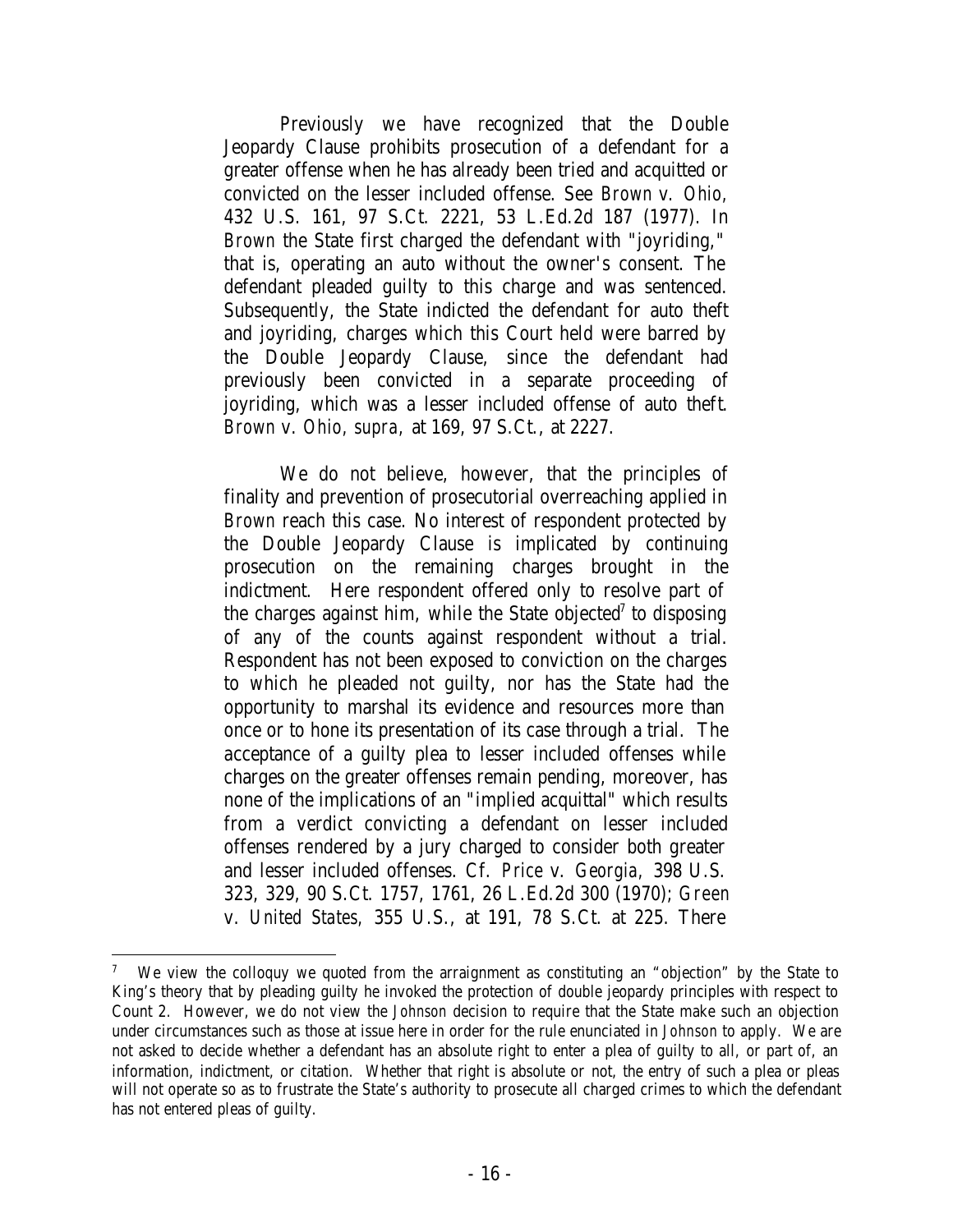Previously we have recognized that the Double Jeopardy Clause prohibits prosecution of a defendant for a greater offense when he has already been tried and acquitted or convicted on the lesser included offense. See *Brown v. Ohio,* 432 U.S. 161, 97 S.Ct. 2221, 53 L.Ed.2d 187 (1977). In *Brown* the State first charged the defendant with "joyriding," that is, operating an auto without the owner's consent. The defendant pleaded guilty to this charge and was sentenced. Subsequently, the State indicted the defendant for auto theft and joyriding, charges which this Court held were barred by the Double Jeopardy Clause, since the defendant had previously been convicted in a separate proceeding of joyriding, which was a lesser included offense of auto theft. *Brown v. Ohio, supra,* at 169, 97 S.Ct., at 2227.

We do not believe, however, that the principles of finality and prevention of prosecutorial overreaching applied in *Brown* reach this case. No interest of respondent protected by the Double Jeopardy Clause is implicated by continuing prosecution on the remaining charges brought in the indictment. Here respondent offered only to resolve part of the charges against him, while the State objected[7] to disposing of any of the counts against respondent without a trial. Respondent has not been exposed to conviction on the charges to which he pleaded not guilty, nor has the State had the opportunity to marshal its evidence and resources more than once or to hone its presentation of its case through a trial. The acceptance of a guilty plea to lesser included offenses while charges on the greater offenses remain pending, moreover, has none of the implications of an "implied acquittal" which results from a verdict convicting a defendant on lesser included offenses rendered by a jury charged to consider both greater and lesser included offenses. Cf. *Price v. Georgia,* 398 U.S. 323, 329, 90 S.Ct. 1757, 1761, 26 L.Ed.2d 300 (1970); *Green v. United States,* 355 U.S., at 191, 78 S.Ct. at 225. There

[7] We view the colloquy we quoted from the arraignment as constituting an "objection" by the State to King's theory that by pleading guilty he invoked the protection of double jeopardy principles with respect to Count 2. However, we do not view the *Johnson* decision to require that the State make such an objection under circumstances such as those at issue here in order for the rule enunciated in *Johnson* to apply. We are not asked to decide whether a defendant has an absolute right to enter a plea of guilty to all, or part of, an information, indictment, or citation. Whether that right is absolute or not, the entry of such a plea or pleas will not operate so as to frustrate the State's authority to prosecute all charged crimes to which the defendant has not entered pleas of guilty.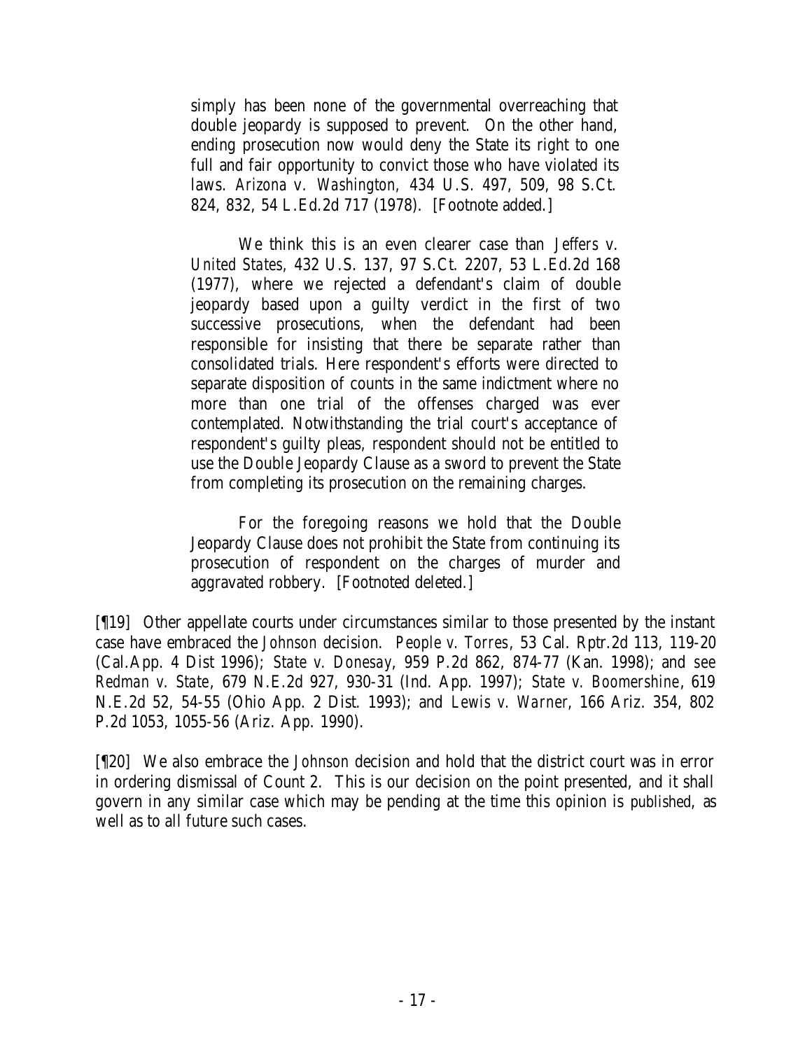> simply has been none of the governmental overreaching that double jeopardy is supposed to prevent. On the other hand, ending prosecution now would deny the State its right to one full and fair opportunity to convict those who have violated its laws. *Arizona v. Washington,* 434 U.S. 497, 509, 98 S.Ct. 824, 832, 54 L.Ed.2d 717 (1978). [Footnote added.]
>
> We think this is an even clearer case than *Jeffers v. United States*, 432 U.S. 137, 97 S.Ct. 2207, 53 L.Ed.2d 168 (1977), where we rejected a defendant's claim of double jeopardy based upon a guilty verdict in the first of two successive prosecutions, when the defendant had been responsible for insisting that there be separate rather than consolidated trials. Here respondent's efforts were directed to separate disposition of counts in the same indictment where no more than one trial of the offenses charged was ever contemplated. Notwithstanding the trial court's acceptance of respondent's guilty pleas, respondent should not be entitled to use the Double Jeopardy Clause as a sword to prevent the State from completing its prosecution on the remaining charges.
>
> For the foregoing reasons we hold that the Double Jeopardy Clause does not prohibit the State from continuing its prosecution of respondent on the charges of murder and aggravated robbery. [Footnoted deleted.]

[¶19] Other appellate courts under circumstances similar to those presented by the instant case have embraced the *Johnson* decision. *People v. Torres*, 53 Cal. Rptr.2d 113, 119-20 (Cal.App. 4 Dist 1996); *State v. Donesay*, 959 P.2d 862, 874-77 (Kan. 1998); and *see Redman v. State*, 679 N.E.2d 927, 930-31 (Ind. App. 1997); *State v. Boomershine*, 619 N.E.2d 52, 54-55 (Ohio App. 2 Dist. 1993); and *Lewis v. Warner*, 166 Ariz. 354, 802 P.2d 1053, 1055-56 (Ariz. App. 1990).

[¶20] We also embrace the *Johnson* decision and hold that the district court was in error in ordering dismissal of Count 2. This is our decision on the point presented, and it shall govern in any similar case which may be pending at the time this opinion is published, as well as to all future such cases.